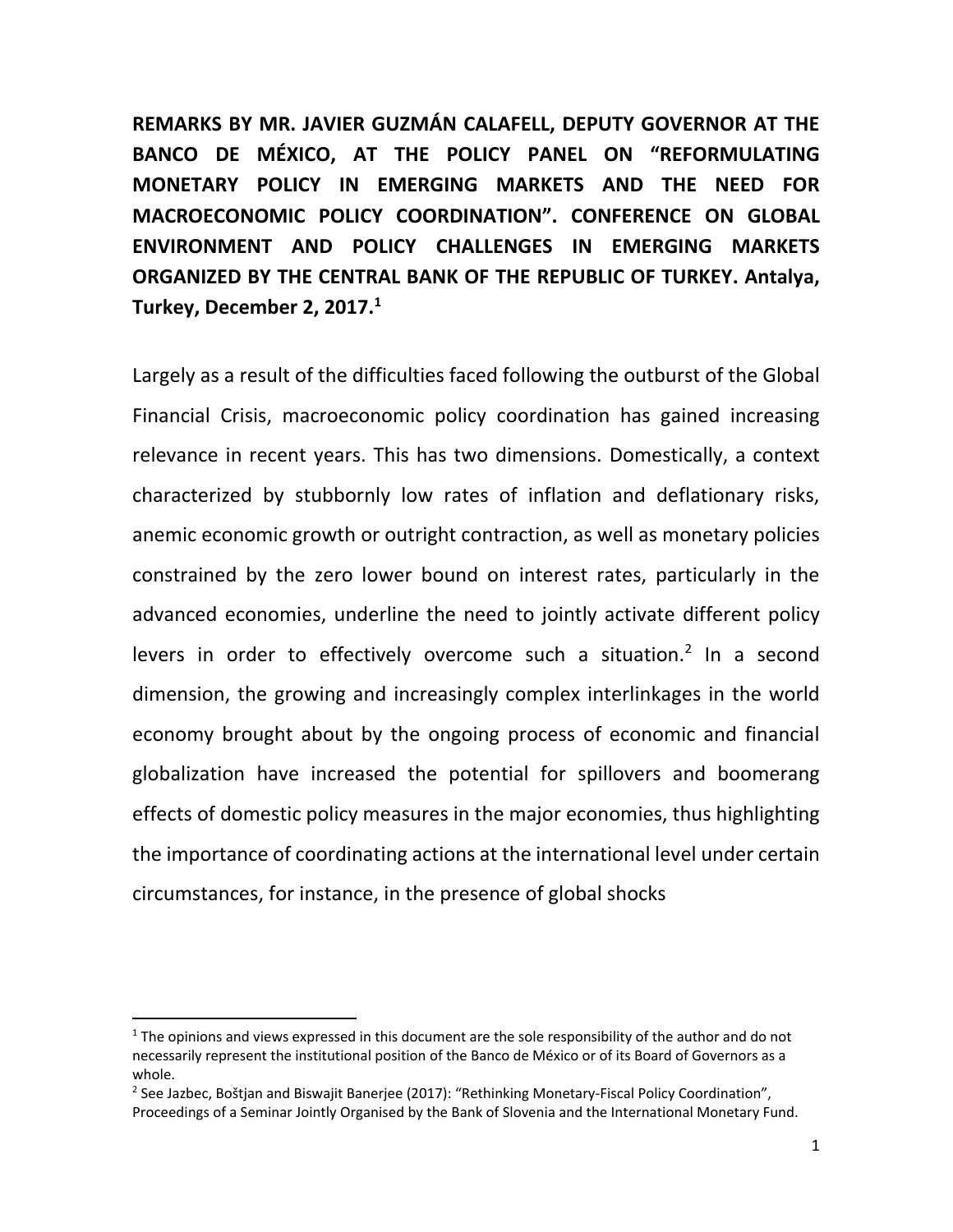**REMARKS BY MR. JAVIER GUZMÁN CALAFELL, DEPUTY GOVERNOR AT THE BANCO DE MÉXICO, AT THE POLICY PANEL ON "REFORMULATING MONETARY POLICY IN EMERGING MARKETS AND THE NEED FOR MACROECONOMIC POLICY COORDINATION". CONFERENCE ON GLOBAL ENVIRONMENT AND POLICY CHALLENGES IN EMERGING MARKETS ORGANIZED BY THE CENTRAL BANK OF THE REPUBLIC OF TURKEY. Antalya, Turkey, December 2, 2017.[1]**

Largely as a result of the difficulties faced following the outburst of the Global Financial Crisis, macroeconomic policy coordination has gained increasing relevance in recent years. This has two dimensions. Domestically, a context characterized by stubbornly low rates of inflation and deflationary risks, anemic economic growth or outright contraction, as well as monetary policies constrained by the zero lower bound on interest rates, particularly in the advanced economies, underline the need to jointly activate different policy levers in order to effectively overcome such a situation.[2] In a second dimension, the growing and increasingly complex interlinkages in the world economy brought about by the ongoing process of economic and financial globalization have increased the potential for spillovers and boomerang effects of domestic policy measures in the major economies, thus highlighting the importance of coordinating actions at the international level under certain circumstances, for instance, in the presence of global shocks

---

[1] The opinions and views expressed in this document are the sole responsibility of the author and do not necessarily represent the institutional position of the Banco de México or of its Board of Governors as a whole.

[2] See Jazbec, Boštjan and Biswajit Banerjee (2017): "Rethinking Monetary-Fiscal Policy Coordination", Proceedings of a Seminar Jointly Organised by the Bank of Slovenia and the International Monetary Fund.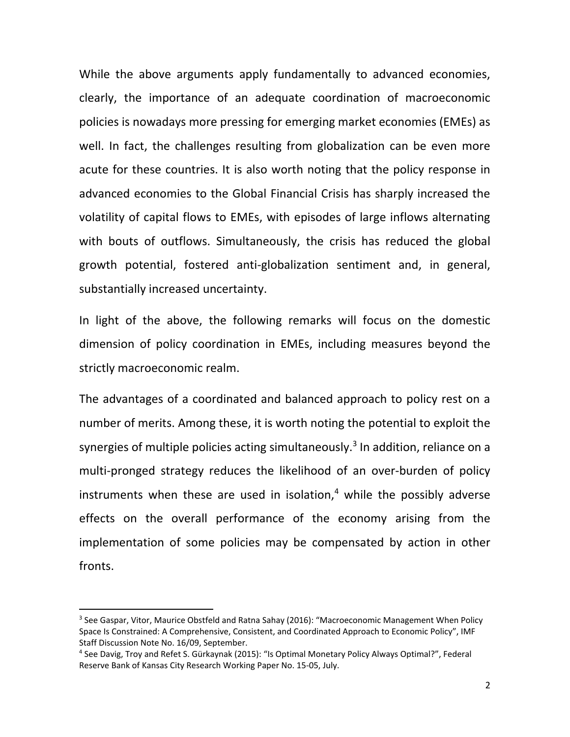While the above arguments apply fundamentally to advanced economies, clearly, the importance of an adequate coordination of macroeconomic policies is nowadays more pressing for emerging market economies (EMEs) as well. In fact, the challenges resulting from globalization can be even more acute for these countries. It is also worth noting that the policy response in advanced economies to the Global Financial Crisis has sharply increased the volatility of capital flows to EMEs, with episodes of large inflows alternating with bouts of outflows. Simultaneously, the crisis has reduced the global growth potential, fostered anti-globalization sentiment and, in general, substantially increased uncertainty.

In light of the above, the following remarks will focus on the domestic dimension of policy coordination in EMEs, including measures beyond the strictly macroeconomic realm.

The advantages of a coordinated and balanced approach to policy rest on a number of merits. Among these, it is worth noting the potential to exploit the synergies of multiple policies acting simultaneously.[3] In addition, reliance on a multi-pronged strategy reduces the likelihood of an over-burden of policy instruments when these are used in isolation,[4] while the possibly adverse effects on the overall performance of the economy arising from the implementation of some policies may be compensated by action in other fronts.

---

[3] See Gaspar, Vitor, Maurice Obstfeld and Ratna Sahay (2016): "Macroeconomic Management When Policy Space Is Constrained: A Comprehensive, Consistent, and Coordinated Approach to Economic Policy", IMF Staff Discussion Note No. 16/09, September.

[4] See Davig, Troy and Refet S. Gürkaynak (2015): "Is Optimal Monetary Policy Always Optimal?", Federal Reserve Bank of Kansas City Research Working Paper No. 15-05, July.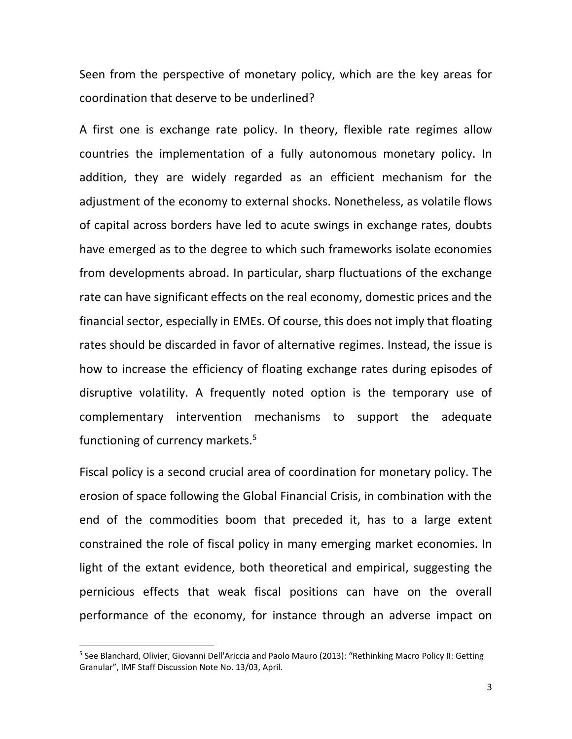Seen from the perspective of monetary policy, which are the key areas for coordination that deserve to be underlined?

A first one is exchange rate policy. In theory, flexible rate regimes allow countries the implementation of a fully autonomous monetary policy. In addition, they are widely regarded as an efficient mechanism for the adjustment of the economy to external shocks. Nonetheless, as volatile flows of capital across borders have led to acute swings in exchange rates, doubts have emerged as to the degree to which such frameworks isolate economies from developments abroad. In particular, sharp fluctuations of the exchange rate can have significant effects on the real economy, domestic prices and the financial sector, especially in EMEs. Of course, this does not imply that floating rates should be discarded in favor of alternative regimes. Instead, the issue is how to increase the efficiency of floating exchange rates during episodes of disruptive volatility. A frequently noted option is the temporary use of complementary intervention mechanisms to support the adequate functioning of currency markets.[5]

Fiscal policy is a second crucial area of coordination for monetary policy. The erosion of space following the Global Financial Crisis, in combination with the end of the commodities boom that preceded it, has to a large extent constrained the role of fiscal policy in many emerging market economies. In light of the extant evidence, both theoretical and empirical, suggesting the pernicious effects that weak fiscal positions can have on the overall performance of the economy, for instance through an adverse impact on

[5] See Blanchard, Olivier, Giovanni Dell'Ariccia and Paolo Mauro (2013): "Rethinking Macro Policy II: Getting Granular", IMF Staff Discussion Note No. 13/03, April.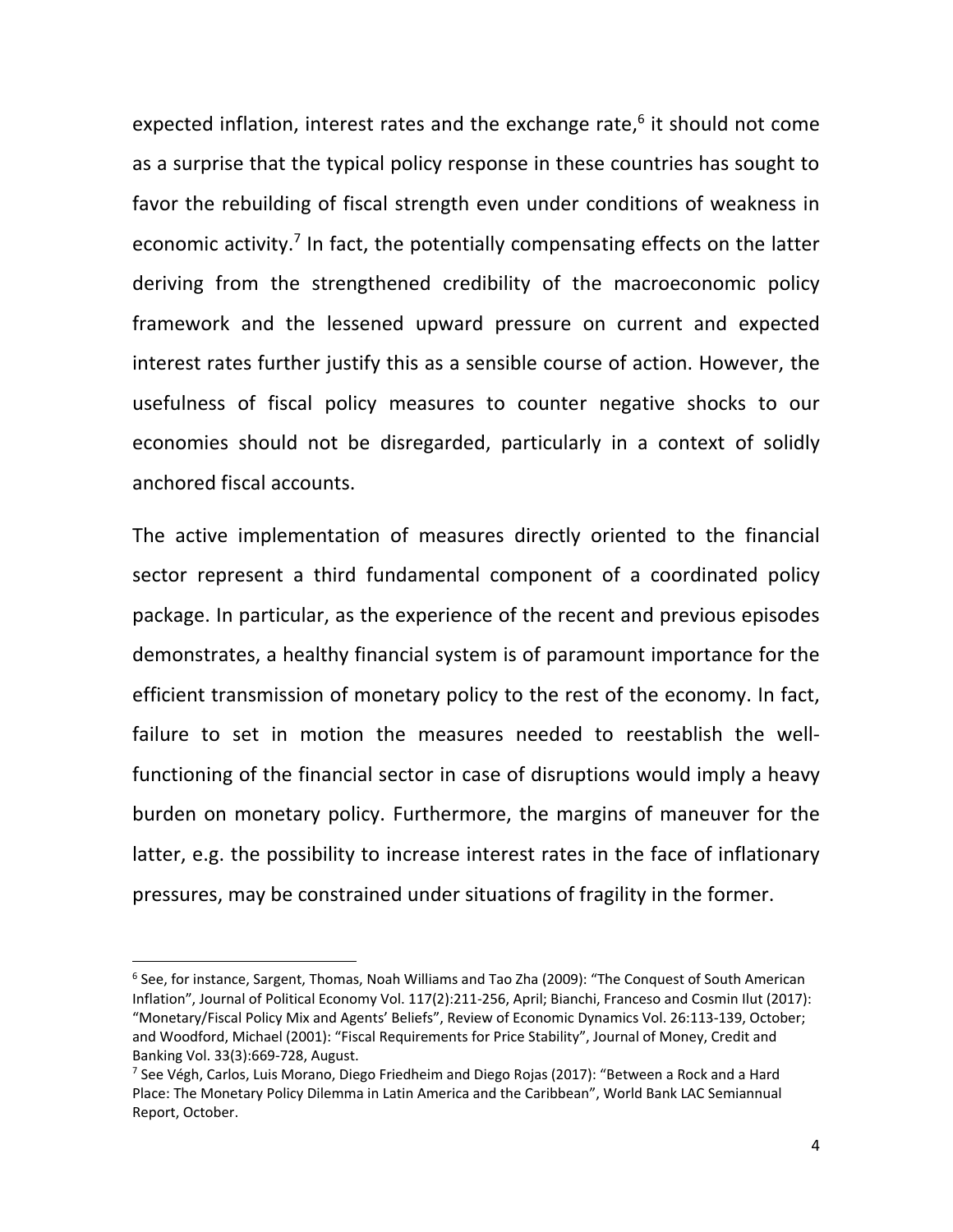expected inflation, interest rates and the exchange rate,[6] it should not come as a surprise that the typical policy response in these countries has sought to favor the rebuilding of fiscal strength even under conditions of weakness in economic activity.[7] In fact, the potentially compensating effects on the latter deriving from the strengthened credibility of the macroeconomic policy framework and the lessened upward pressure on current and expected interest rates further justify this as a sensible course of action. However, the usefulness of fiscal policy measures to counter negative shocks to our economies should not be disregarded, particularly in a context of solidly anchored fiscal accounts.

The active implementation of measures directly oriented to the financial sector represent a third fundamental component of a coordinated policy package. In particular, as the experience of the recent and previous episodes demonstrates, a healthy financial system is of paramount importance for the efficient transmission of monetary policy to the rest of the economy. In fact, failure to set in motion the measures needed to reestablish the well-functioning of the financial sector in case of disruptions would imply a heavy burden on monetary policy. Furthermore, the margins of maneuver for the latter, e.g. the possibility to increase interest rates in the face of inflationary pressures, may be constrained under situations of fragility in the former.

---

[6] See, for instance, Sargent, Thomas, Noah Williams and Tao Zha (2009): "The Conquest of South American Inflation", Journal of Political Economy Vol. 117(2):211-256, April; Bianchi, Franceso and Cosmin Ilut (2017): "Monetary/Fiscal Policy Mix and Agents' Beliefs", Review of Economic Dynamics Vol. 26:113-139, October; and Woodford, Michael (2001): "Fiscal Requirements for Price Stability", Journal of Money, Credit and Banking Vol. 33(3):669-728, August.

[7] See Végh, Carlos, Luis Morano, Diego Friedheim and Diego Rojas (2017): "Between a Rock and a Hard Place: The Monetary Policy Dilemma in Latin America and the Caribbean", World Bank LAC Semiannual Report, October.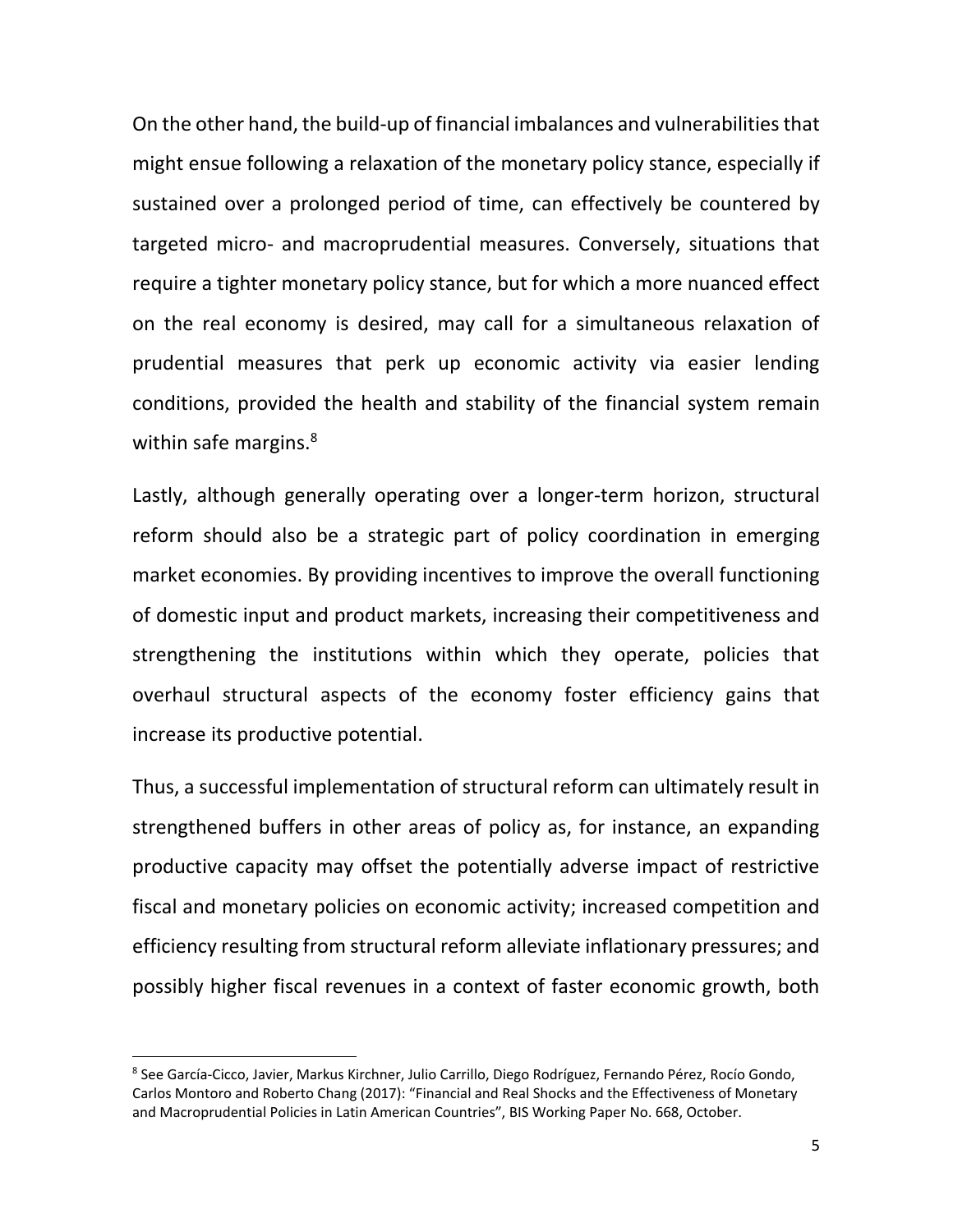On the other hand, the build-up of financial imbalances and vulnerabilities that might ensue following a relaxation of the monetary policy stance, especially if sustained over a prolonged period of time, can effectively be countered by targeted micro- and macroprudential measures. Conversely, situations that require a tighter monetary policy stance, but for which a more nuanced effect on the real economy is desired, may call for a simultaneous relaxation of prudential measures that perk up economic activity via easier lending conditions, provided the health and stability of the financial system remain within safe margins.[8]

Lastly, although generally operating over a longer-term horizon, structural reform should also be a strategic part of policy coordination in emerging market economies. By providing incentives to improve the overall functioning of domestic input and product markets, increasing their competitiveness and strengthening the institutions within which they operate, policies that overhaul structural aspects of the economy foster efficiency gains that increase its productive potential.

Thus, a successful implementation of structural reform can ultimately result in strengthened buffers in other areas of policy as, for instance, an expanding productive capacity may offset the potentially adverse impact of restrictive fiscal and monetary policies on economic activity; increased competition and efficiency resulting from structural reform alleviate inflationary pressures; and possibly higher fiscal revenues in a context of faster economic growth, both

---

[8] See García-Cicco, Javier, Markus Kirchner, Julio Carrillo, Diego Rodríguez, Fernando Pérez, Rocío Gondo, Carlos Montoro and Roberto Chang (2017): "Financial and Real Shocks and the Effectiveness of Monetary and Macroprudential Policies in Latin American Countries", BIS Working Paper No. 668, October.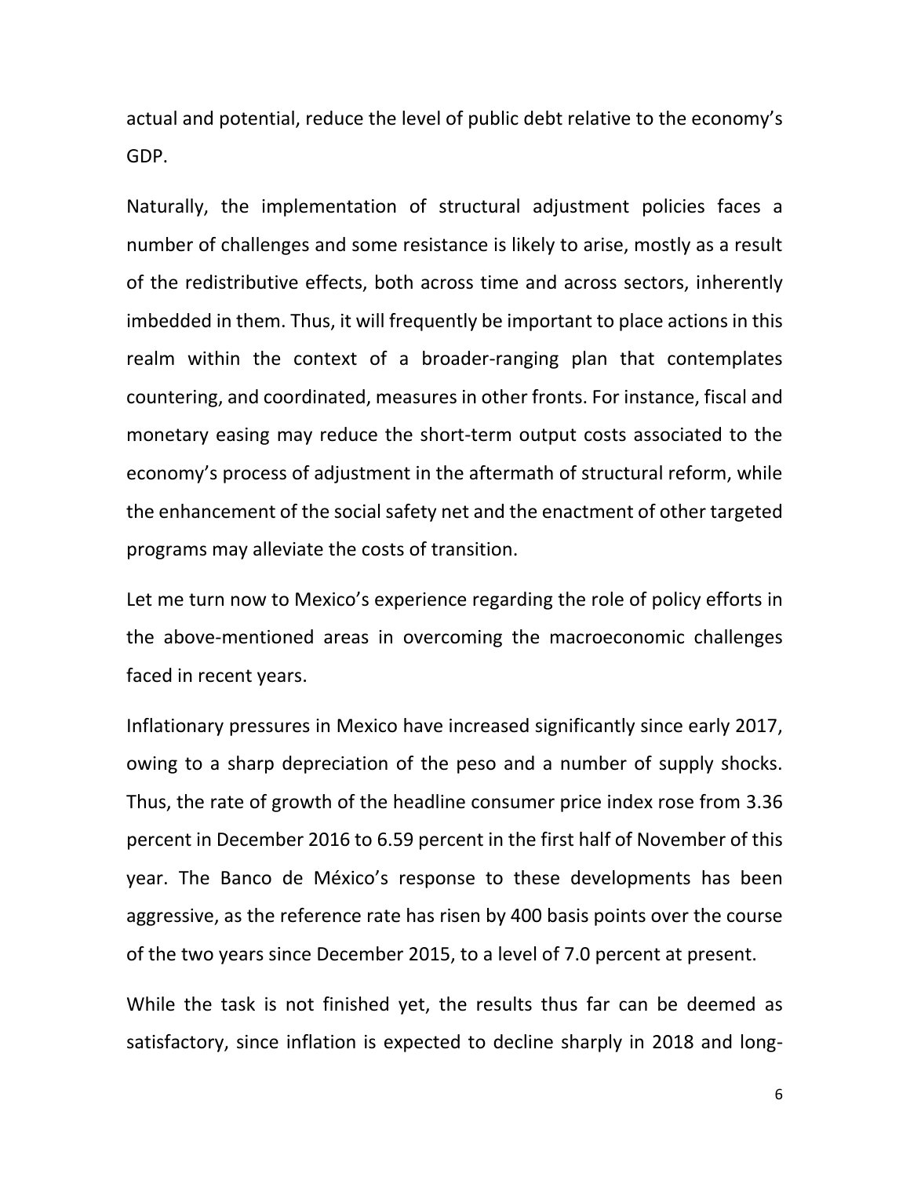actual and potential, reduce the level of public debt relative to the economy's GDP.

Naturally, the implementation of structural adjustment policies faces a number of challenges and some resistance is likely to arise, mostly as a result of the redistributive effects, both across time and across sectors, inherently imbedded in them. Thus, it will frequently be important to place actions in this realm within the context of a broader-ranging plan that contemplates countering, and coordinated, measures in other fronts. For instance, fiscal and monetary easing may reduce the short-term output costs associated to the economy's process of adjustment in the aftermath of structural reform, while the enhancement of the social safety net and the enactment of other targeted programs may alleviate the costs of transition.

Let me turn now to Mexico's experience regarding the role of policy efforts in the above-mentioned areas in overcoming the macroeconomic challenges faced in recent years.

Inflationary pressures in Mexico have increased significantly since early 2017, owing to a sharp depreciation of the peso and a number of supply shocks. Thus, the rate of growth of the headline consumer price index rose from 3.36 percent in December 2016 to 6.59 percent in the first half of November of this year. The Banco de México's response to these developments has been aggressive, as the reference rate has risen by 400 basis points over the course of the two years since December 2015, to a level of 7.0 percent at present.

While the task is not finished yet, the results thus far can be deemed as satisfactory, since inflation is expected to decline sharply in 2018 and long-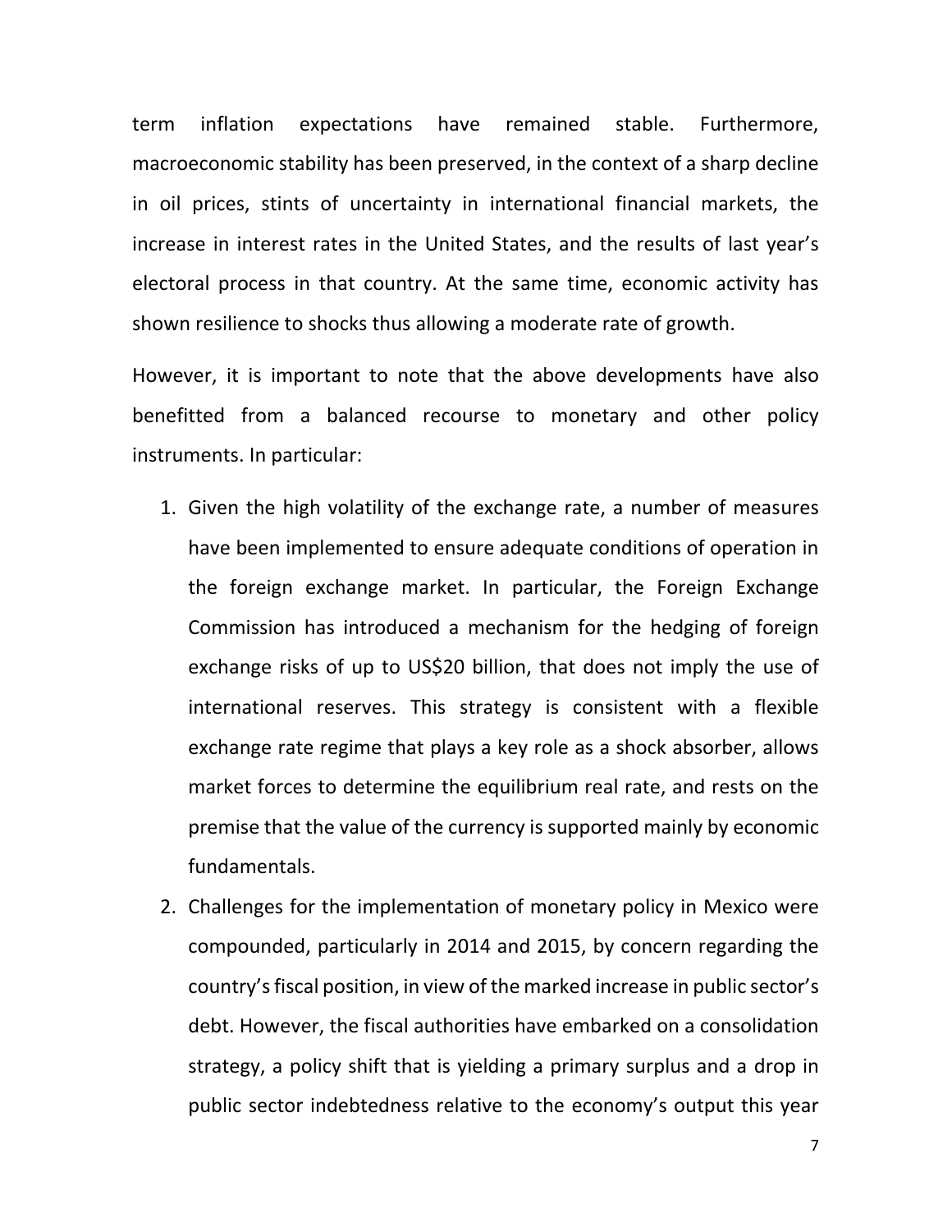term inflation expectations have remained stable. Furthermore, macroeconomic stability has been preserved, in the context of a sharp decline in oil prices, stints of uncertainty in international financial markets, the increase in interest rates in the United States, and the results of last year's electoral process in that country. At the same time, economic activity has shown resilience to shocks thus allowing a moderate rate of growth.

However, it is important to note that the above developments have also benefitted from a balanced recourse to monetary and other policy instruments. In particular:

1. Given the high volatility of the exchange rate, a number of measures have been implemented to ensure adequate conditions of operation in the foreign exchange market. In particular, the Foreign Exchange Commission has introduced a mechanism for the hedging of foreign exchange risks of up to US$20 billion, that does not imply the use of international reserves. This strategy is consistent with a flexible exchange rate regime that plays a key role as a shock absorber, allows market forces to determine the equilibrium real rate, and rests on the premise that the value of the currency is supported mainly by economic fundamentals.
2. Challenges for the implementation of monetary policy in Mexico were compounded, particularly in 2014 and 2015, by concern regarding the country's fiscal position, in view of the marked increase in public sector's debt. However, the fiscal authorities have embarked on a consolidation strategy, a policy shift that is yielding a primary surplus and a drop in public sector indebtedness relative to the economy's output this year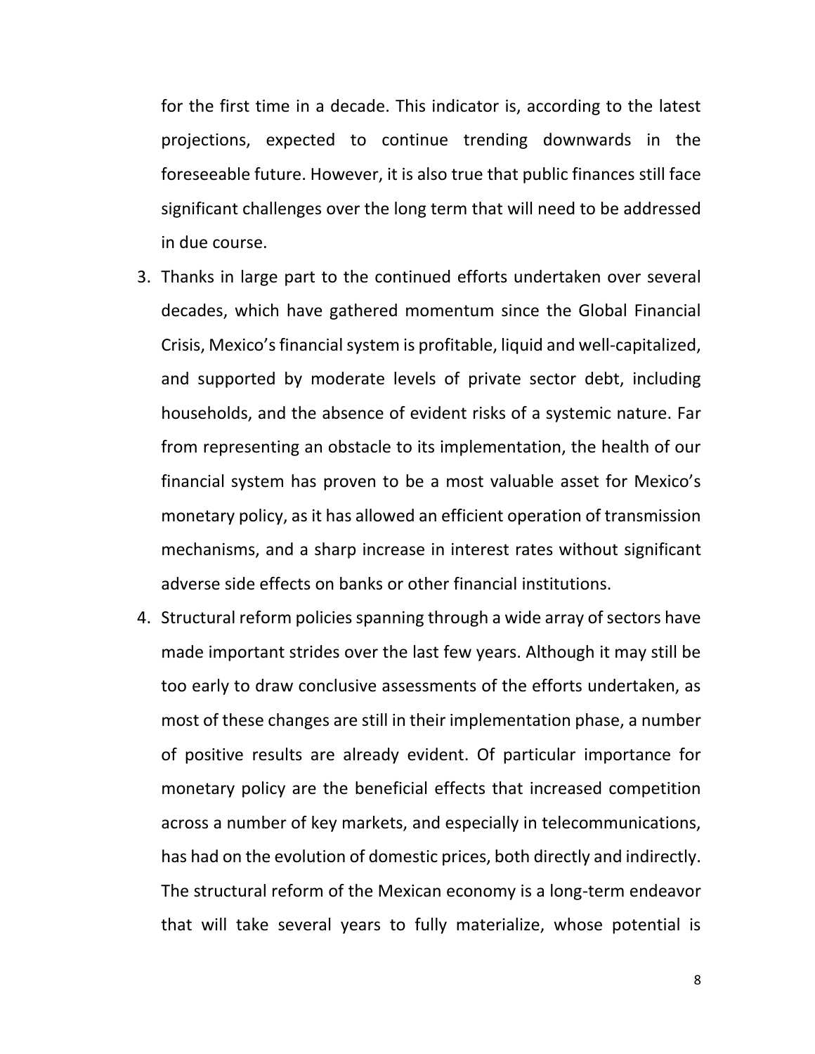for the first time in a decade. This indicator is, according to the latest projections, expected to continue trending downwards in the foreseeable future. However, it is also true that public finances still face significant challenges over the long term that will need to be addressed in due course.

3. Thanks in large part to the continued efforts undertaken over several decades, which have gathered momentum since the Global Financial Crisis, Mexico's financial system is profitable, liquid and well-capitalized, and supported by moderate levels of private sector debt, including households, and the absence of evident risks of a systemic nature. Far from representing an obstacle to its implementation, the health of our financial system has proven to be a most valuable asset for Mexico's monetary policy, as it has allowed an efficient operation of transmission mechanisms, and a sharp increase in interest rates without significant adverse side effects on banks or other financial institutions.
4. Structural reform policies spanning through a wide array of sectors have made important strides over the last few years. Although it may still be too early to draw conclusive assessments of the efforts undertaken, as most of these changes are still in their implementation phase, a number of positive results are already evident. Of particular importance for monetary policy are the beneficial effects that increased competition across a number of key markets, and especially in telecommunications, has had on the evolution of domestic prices, both directly and indirectly. The structural reform of the Mexican economy is a long-term endeavor that will take several years to fully materialize, whose potential is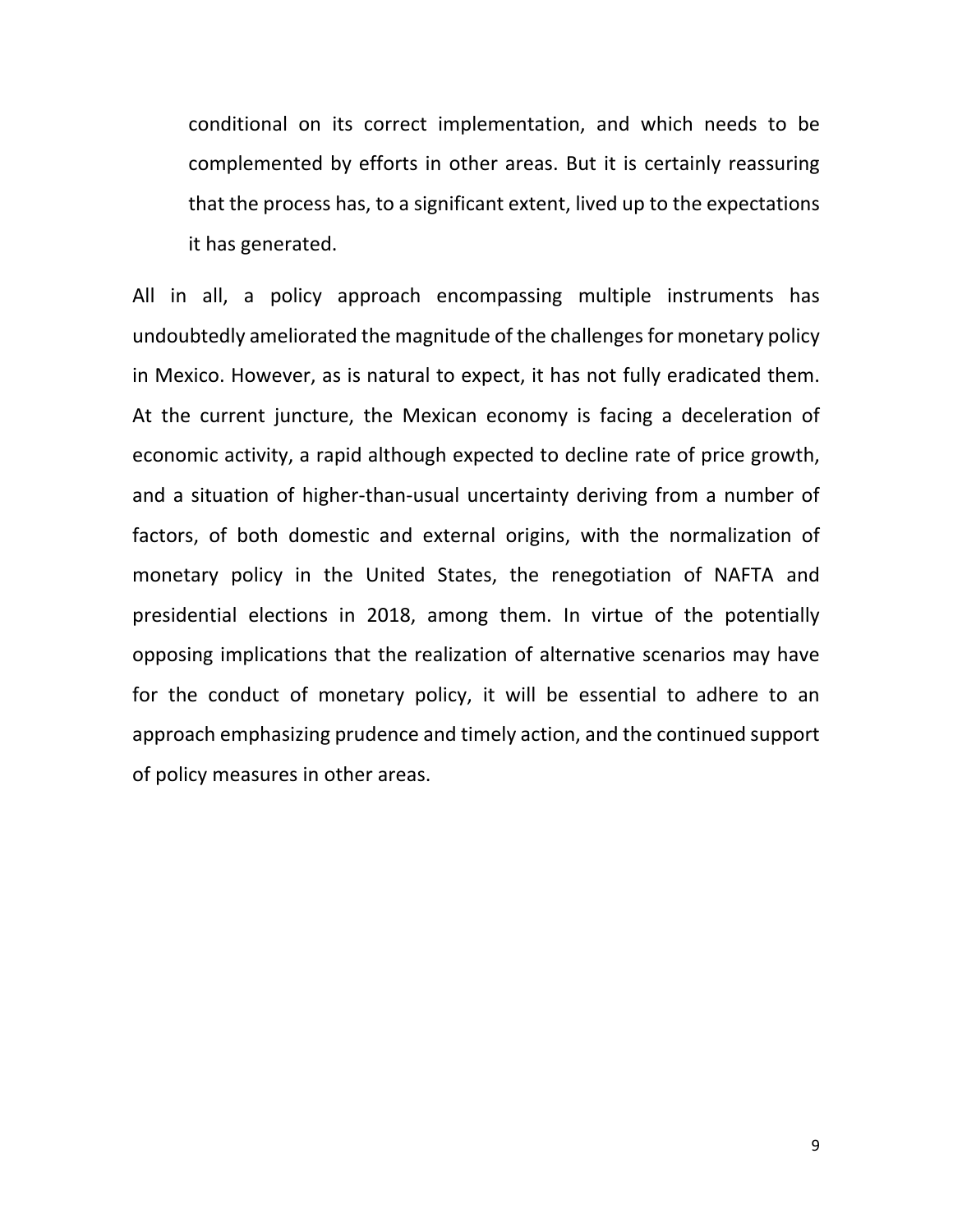conditional on its correct implementation, and which needs to be complemented by efforts in other areas. But it is certainly reassuring that the process has, to a significant extent, lived up to the expectations it has generated.

All in all, a policy approach encompassing multiple instruments has undoubtedly ameliorated the magnitude of the challenges for monetary policy in Mexico. However, as is natural to expect, it has not fully eradicated them. At the current juncture, the Mexican economy is facing a deceleration of economic activity, a rapid although expected to decline rate of price growth, and a situation of higher-than-usual uncertainty deriving from a number of factors, of both domestic and external origins, with the normalization of monetary policy in the United States, the renegotiation of NAFTA and presidential elections in 2018, among them. In virtue of the potentially opposing implications that the realization of alternative scenarios may have for the conduct of monetary policy, it will be essential to adhere to an approach emphasizing prudence and timely action, and the continued support of policy measures in other areas.